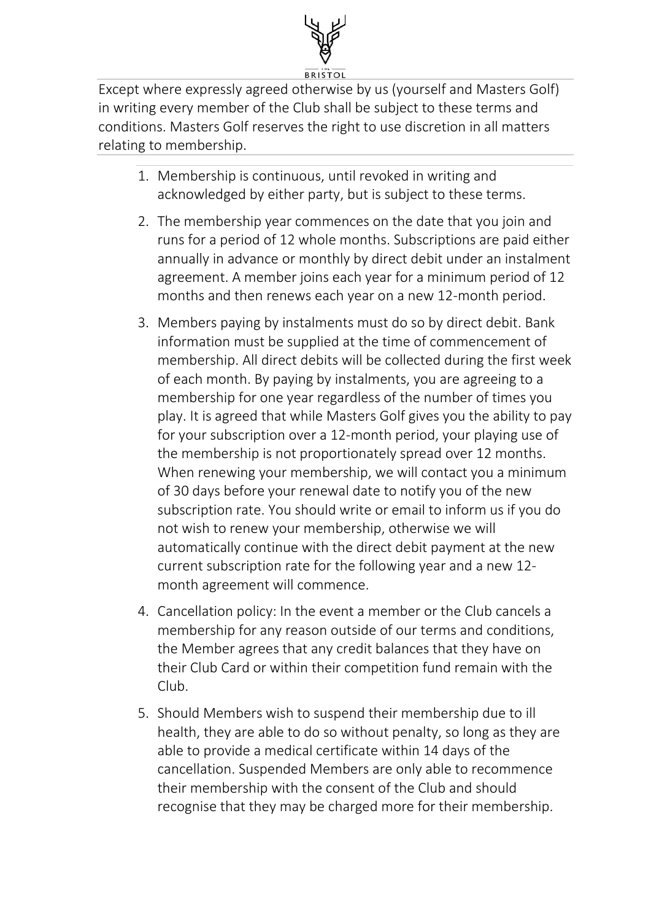Except where expressly agreed otherwise by us (yourself and Masters Golf) in writing every member of the Club shall be subject to these terms and conditions. Masters Golf reserves the right to use discretion in all matters relating to membership.

1. Membership is continuous, until revoked in writing and acknowledged by either party, but is subject to these terms.

2. The membership year commences on the date that you join and runs for a period of 12 whole months. Subscriptions are paid either annually in advance or monthly by direct debit under an instalment agreement. A member joins each year for a minimum period of 12 months and then renews each year on a new 12-month period.

3. Members paying by instalments must do so by direct debit. Bank information must be supplied at the time of commencement of membership. All direct debits will be collected during the first week of each month. By paying by instalments, you are agreeing to a membership for one year regardless of the number of times you play. It is agreed that while Masters Golf gives you the ability to pay for your subscription over a 12-month period, your playing use of the membership is not proportionately spread over 12 months. When renewing your membership, we will contact you a minimum of 30 days before your renewal date to notify you of the new subscription rate. You should write or email to inform us if you do not wish to renew your membership, otherwise we will automatically continue with the direct debit payment at the new current subscription rate for the following year and a new 12-month agreement will commence.

4. Cancellation policy: In the event a member or the Club cancels a membership for any reason outside of our terms and conditions, the Member agrees that any credit balances that they have on their Club Card or within their competition fund remain with the Club.

5. Should Members wish to suspend their membership due to ill health, they are able to do so without penalty, so long as they are able to provide a medical certificate within 14 days of the cancellation. Suspended Members are only able to recommence their membership with the consent of the Club and should recognise that they may be charged more for their membership.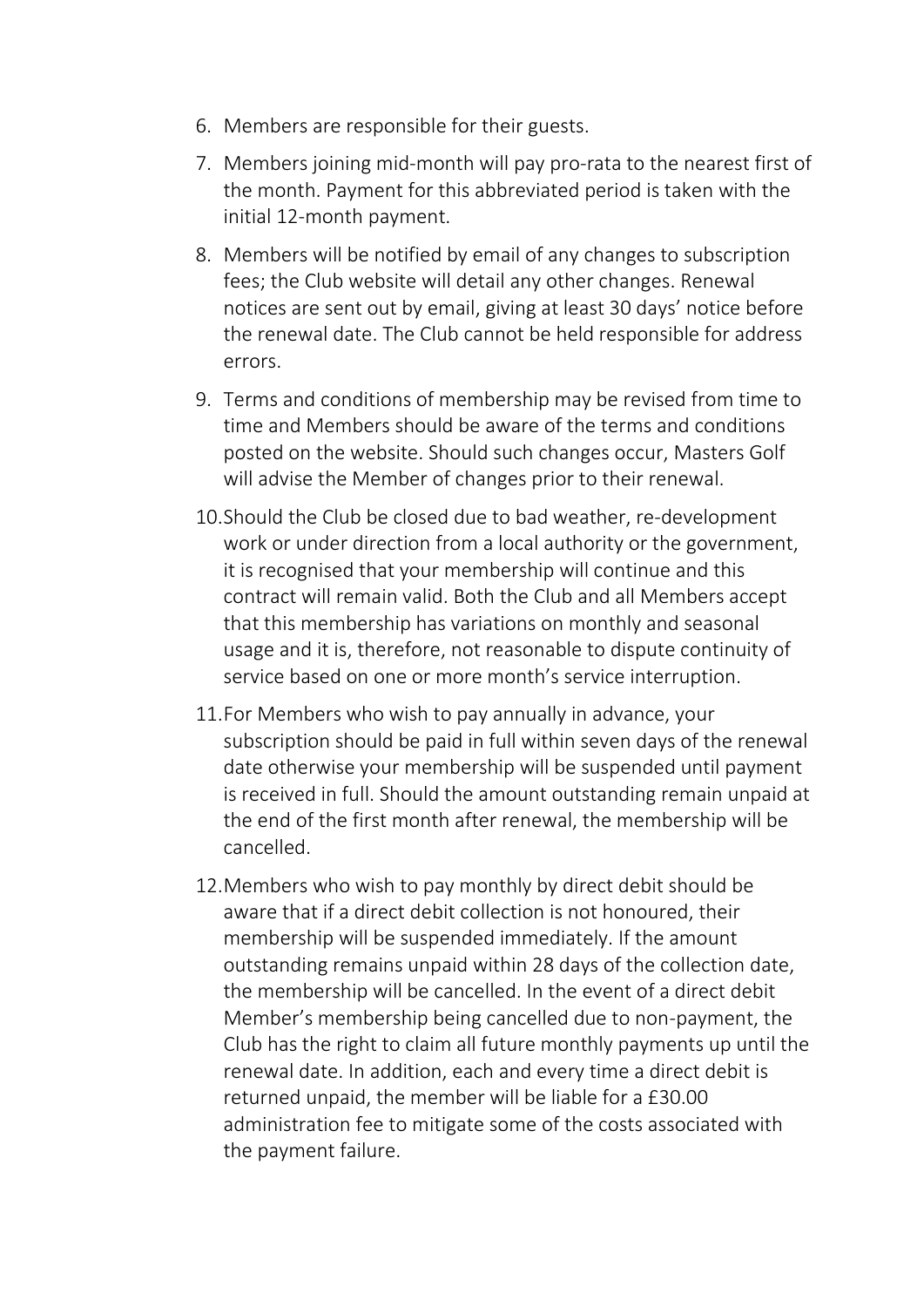6. Members are responsible for their guests.
7. Members joining mid-month will pay pro-rata to the nearest first of the month. Payment for this abbreviated period is taken with the initial 12-month payment.
8. Members will be notified by email of any changes to subscription fees; the Club website will detail any other changes. Renewal notices are sent out by email, giving at least 30 days' notice before the renewal date. The Club cannot be held responsible for address errors.
9. Terms and conditions of membership may be revised from time to time and Members should be aware of the terms and conditions posted on the website. Should such changes occur, Masters Golf will advise the Member of changes prior to their renewal.
10. Should the Club be closed due to bad weather, re-development work or under direction from a local authority or the government, it is recognised that your membership will continue and this contract will remain valid. Both the Club and all Members accept that this membership has variations on monthly and seasonal usage and it is, therefore, not reasonable to dispute continuity of service based on one or more month's service interruption.
11. For Members who wish to pay annually in advance, your subscription should be paid in full within seven days of the renewal date otherwise your membership will be suspended until payment is received in full. Should the amount outstanding remain unpaid at the end of the first month after renewal, the membership will be cancelled.
12. Members who wish to pay monthly by direct debit should be aware that if a direct debit collection is not honoured, their membership will be suspended immediately. If the amount outstanding remains unpaid within 28 days of the collection date, the membership will be cancelled. In the event of a direct debit Member's membership being cancelled due to non-payment, the Club has the right to claim all future monthly payments up until the renewal date. In addition, each and every time a direct debit is returned unpaid, the member will be liable for a £30.00 administration fee to mitigate some of the costs associated with the payment failure.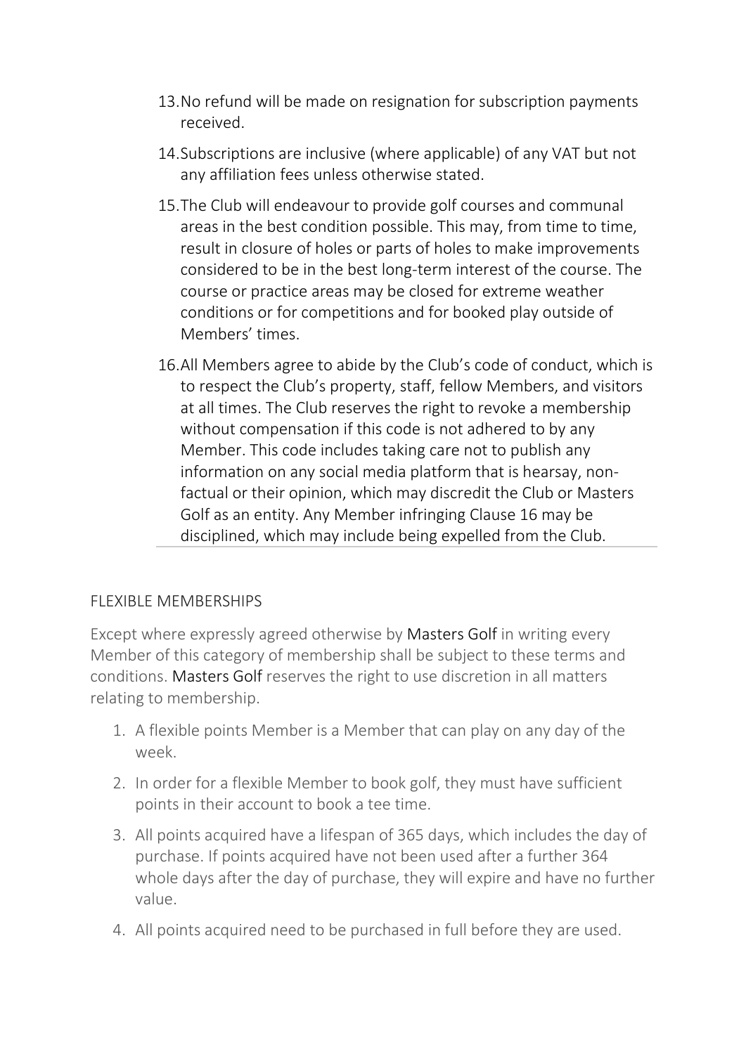13. No refund will be made on resignation for subscription payments received.
14. Subscriptions are inclusive (where applicable) of any VAT but not any affiliation fees unless otherwise stated.
15. The Club will endeavour to provide golf courses and communal areas in the best condition possible. This may, from time to time, result in closure of holes or parts of holes to make improvements considered to be in the best long-term interest of the course. The course or practice areas may be closed for extreme weather conditions or for competitions and for booked play outside of Members' times.
16. All Members agree to abide by the Club's code of conduct, which is to respect the Club's property, staff, fellow Members, and visitors at all times. The Club reserves the right to revoke a membership without compensation if this code is not adhered to by any Member. This code includes taking care not to publish any information on any social media platform that is hearsay, non-factual or their opinion, which may discredit the Club or Masters Golf as an entity. Any Member infringing Clause 16 may be disciplined, which may include being expelled from the Club.

## FLEXIBLE MEMBERSHIPS

Except where expressly agreed otherwise by Masters Golf in writing every Member of this category of membership shall be subject to these terms and conditions. Masters Golf reserves the right to use discretion in all matters relating to membership.

1. A flexible points Member is a Member that can play on any day of the week.
2. In order for a flexible Member to book golf, they must have sufficient points in their account to book a tee time.
3. All points acquired have a lifespan of 365 days, which includes the day of purchase. If points acquired have not been used after a further 364 whole days after the day of purchase, they will expire and have no further value.
4. All points acquired need to be purchased in full before they are used.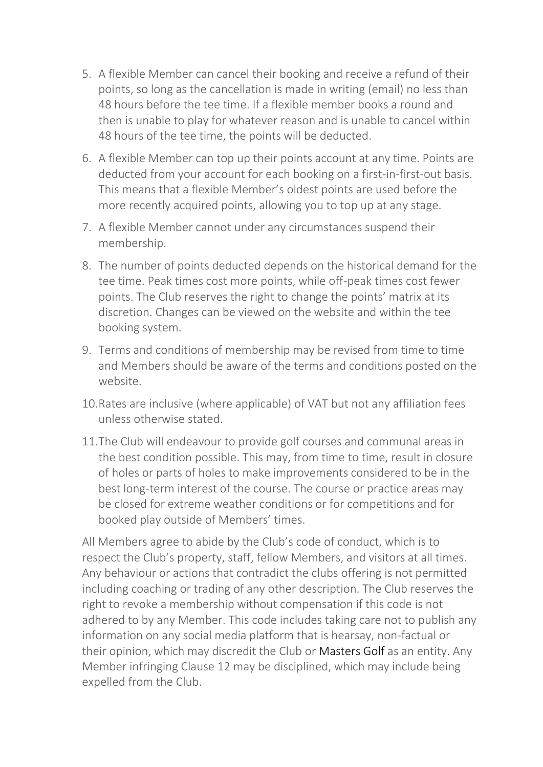5. A flexible Member can cancel their booking and receive a refund of their points, so long as the cancellation is made in writing (email) no less than 48 hours before the tee time. If a flexible member books a round and then is unable to play for whatever reason and is unable to cancel within 48 hours of the tee time, the points will be deducted.
6. A flexible Member can top up their points account at any time. Points are deducted from your account for each booking on a first-in-first-out basis. This means that a flexible Member's oldest points are used before the more recently acquired points, allowing you to top up at any stage.
7. A flexible Member cannot under any circumstances suspend their membership.
8. The number of points deducted depends on the historical demand for the tee time. Peak times cost more points, while off-peak times cost fewer points. The Club reserves the right to change the points' matrix at its discretion. Changes can be viewed on the website and within the tee booking system.
9. Terms and conditions of membership may be revised from time to time and Members should be aware of the terms and conditions posted on the website.
10. Rates are inclusive (where applicable) of VAT but not any affiliation fees unless otherwise stated.
11. The Club will endeavour to provide golf courses and communal areas in the best condition possible. This may, from time to time, result in closure of holes or parts of holes to make improvements considered to be in the best long-term interest of the course. The course or practice areas may be closed for extreme weather conditions or for competitions and for booked play outside of Members' times.

All Members agree to abide by the Club's code of conduct, which is to respect the Club's property, staff, fellow Members, and visitors at all times. Any behaviour or actions that contradict the clubs offering is not permitted including coaching or trading of any other description. The Club reserves the right to revoke a membership without compensation if this code is not adhered to by any Member. This code includes taking care not to publish any information on any social media platform that is hearsay, non-factual or their opinion, which may discredit the Club or Masters Golf as an entity. Any Member infringing Clause 12 may be disciplined, which may include being expelled from the Club.